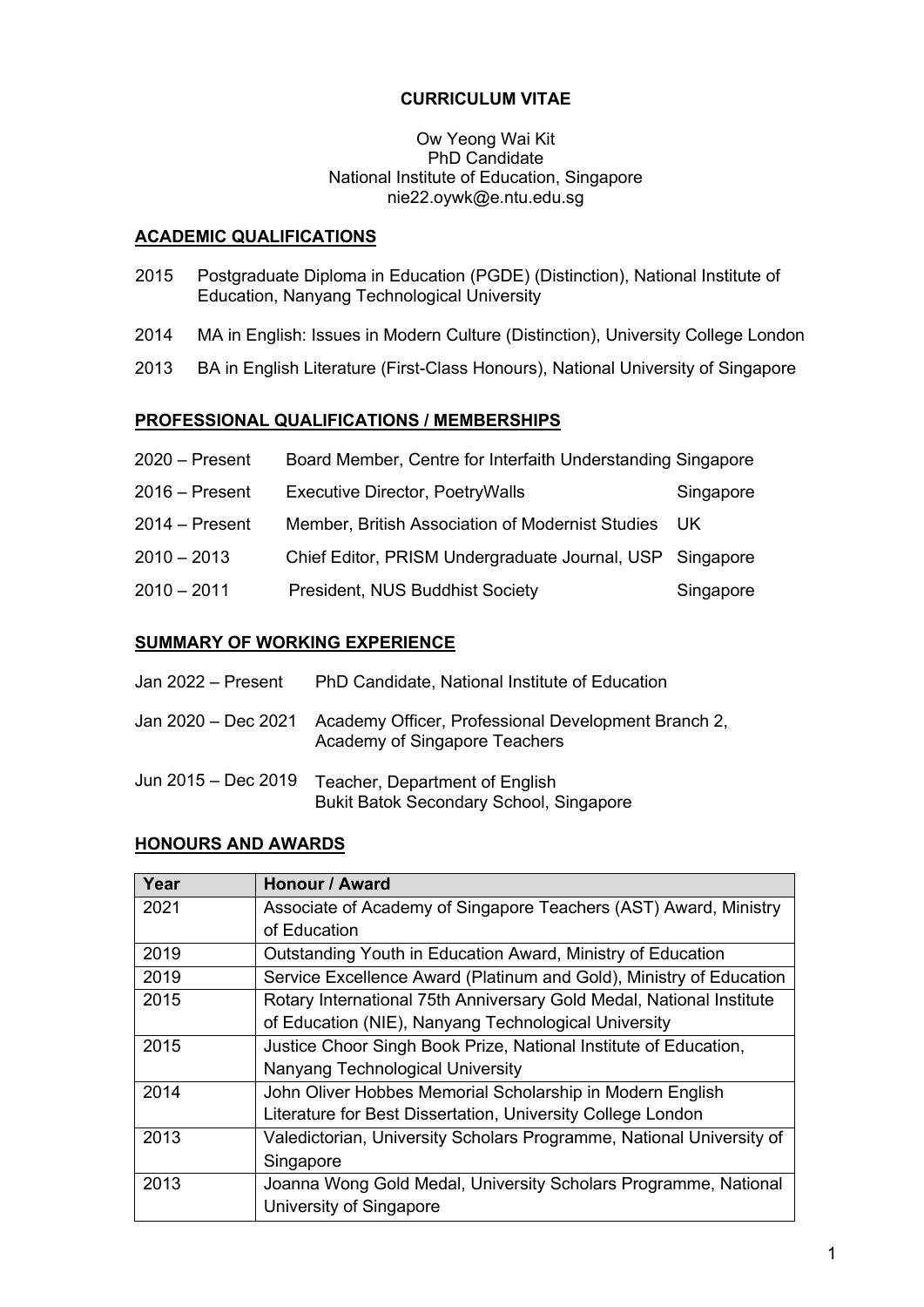# CURRICULUM VITAE

Ow Yeong Wai Kit
PhD Candidate
National Institute of Education, Singapore
nie22.oywk@e.ntu.edu.sg

## ACADEMIC QUALIFICATIONS

2015 Postgraduate Diploma in Education (PGDE) (Distinction), National Institute of Education, Nanyang Technological University

2014 MA in English: Issues in Modern Culture (Distinction), University College London

2013 BA in English Literature (First-Class Honours), National University of Singapore

## PROFESSIONAL QUALIFICATIONS / MEMBERSHIPS

| | | |
|---|---|---|
| 2020 – Present | Board Member, Centre for Interfaith Understanding Singapore | |
| 2016 – Present | Executive Director, PoetryWalls | Singapore |
| 2014 – Present | Member, British Association of Modernist Studies | UK |
| 2010 – 2013 | Chief Editor, PRISM Undergraduate Journal, USP | Singapore |
| 2010 – 2011 | President, NUS Buddhist Society | Singapore |

## SUMMARY OF WORKING EXPERIENCE

Jan 2022 – Present PhD Candidate, National Institute of Education

Jan 2020 – Dec 2021 Academy Officer, Professional Development Branch 2, Academy of Singapore Teachers

Jun 2015 – Dec 2019 Teacher, Department of English
Bukit Batok Secondary School, Singapore

## HONOURS AND AWARDS

| Year | Honour / Award |
|---|---|
| 2021 | Associate of Academy of Singapore Teachers (AST) Award, Ministry of Education |
| 2019 | Outstanding Youth in Education Award, Ministry of Education |
| 2019 | Service Excellence Award (Platinum and Gold), Ministry of Education |
| 2015 | Rotary International 75th Anniversary Gold Medal, National Institute of Education (NIE), Nanyang Technological University |
| 2015 | Justice Choor Singh Book Prize, National Institute of Education, Nanyang Technological University |
| 2014 | John Oliver Hobbes Memorial Scholarship in Modern English Literature for Best Dissertation, University College London |
| 2013 | Valedictorian, University Scholars Programme, National University of Singapore |
| 2013 | Joanna Wong Gold Medal, University Scholars Programme, National University of Singapore |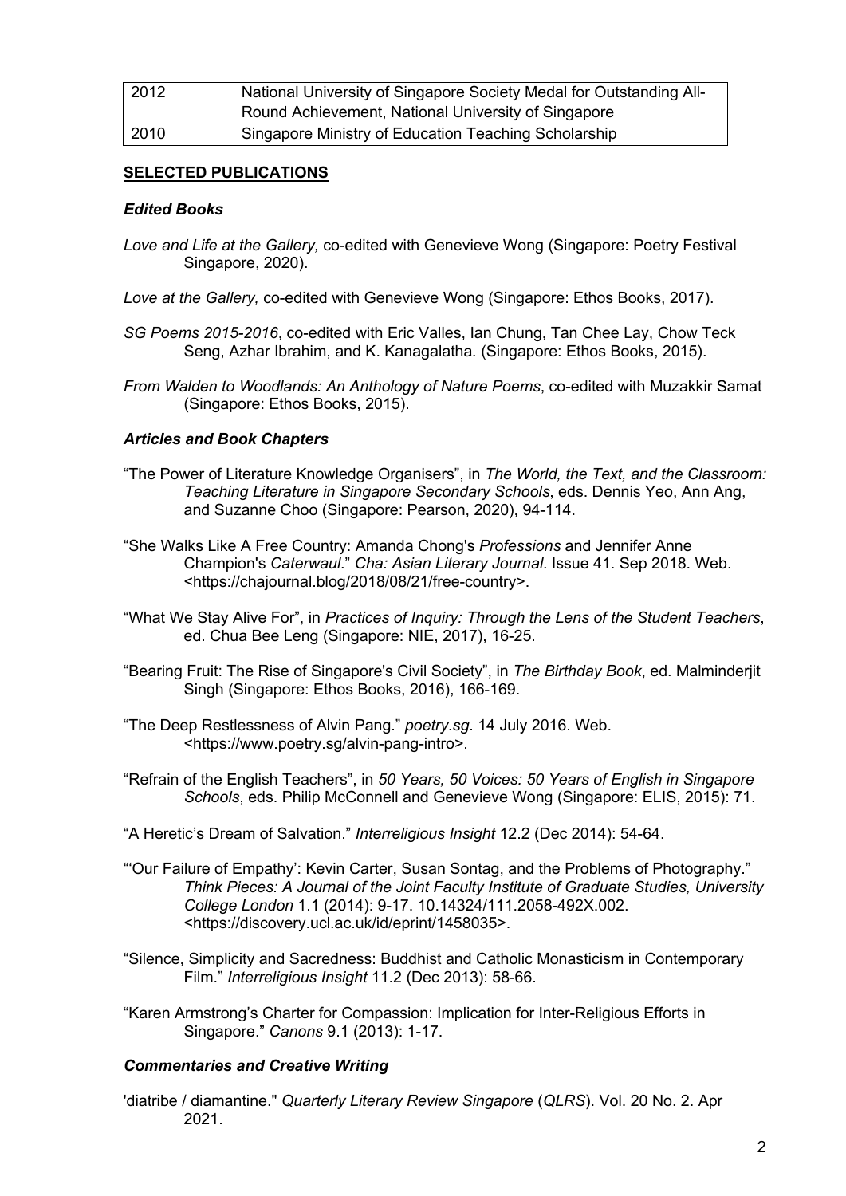| 2012 | National University of Singapore Society Medal for Outstanding All-Round Achievement, National University of Singapore |
|---|---|
| 2010 | Singapore Ministry of Education Teaching Scholarship |

## SELECTED PUBLICATIONS

### *Edited Books*

*Love and Life at the Gallery,* co-edited with Genevieve Wong (Singapore: Poetry Festival Singapore, 2020).

*Love at the Gallery,* co-edited with Genevieve Wong (Singapore: Ethos Books, 2017).

*SG Poems 2015-2016*, co-edited with Eric Valles, Ian Chung, Tan Chee Lay, Chow Teck Seng, Azhar Ibrahim, and K. Kanagalatha. (Singapore: Ethos Books, 2015).

*From Walden to Woodlands: An Anthology of Nature Poems*, co-edited with Muzakkir Samat (Singapore: Ethos Books, 2015).

### *Articles and Book Chapters*

"The Power of Literature Knowledge Organisers", in *The World, the Text, and the Classroom: Teaching Literature in Singapore Secondary Schools*, eds. Dennis Yeo, Ann Ang, and Suzanne Choo (Singapore: Pearson, 2020), 94-114.

"She Walks Like A Free Country: Amanda Chong's *Professions* and Jennifer Anne Champion's *Caterwaul*." *Cha: Asian Literary Journal*. Issue 41. Sep 2018. Web. <https://chajournal.blog/2018/08/21/free-country>.

"What We Stay Alive For", in *Practices of Inquiry: Through the Lens of the Student Teachers*, ed. Chua Bee Leng (Singapore: NIE, 2017), 16-25.

"Bearing Fruit: The Rise of Singapore's Civil Society", in *The Birthday Book*, ed. Malminderjit Singh (Singapore: Ethos Books, 2016), 166-169.

"The Deep Restlessness of Alvin Pang." *poetry.sg*. 14 July 2016. Web. <https://www.poetry.sg/alvin-pang-intro>.

"Refrain of the English Teachers", in *50 Years, 50 Voices: 50 Years of English in Singapore Schools*, eds. Philip McConnell and Genevieve Wong (Singapore: ELIS, 2015): 71.

"A Heretic's Dream of Salvation." *Interreligious Insight* 12.2 (Dec 2014): 54-64.

"'Our Failure of Empathy': Kevin Carter, Susan Sontag, and the Problems of Photography." *Think Pieces: A Journal of the Joint Faculty Institute of Graduate Studies, University College London* 1.1 (2014): 9-17. 10.14324/111.2058-492X.002. <https://discovery.ucl.ac.uk/id/eprint/1458035>.

"Silence, Simplicity and Sacredness: Buddhist and Catholic Monasticism in Contemporary Film." *Interreligious Insight* 11.2 (Dec 2013): 58-66.

"Karen Armstrong's Charter for Compassion: Implication for Inter-Religious Efforts in Singapore." *Canons* 9.1 (2013): 1-17.

### *Commentaries and Creative Writing*

'diatribe / diamantine." *Quarterly Literary Review Singapore* (*QLRS*). Vol. 20 No. 2. Apr 2021.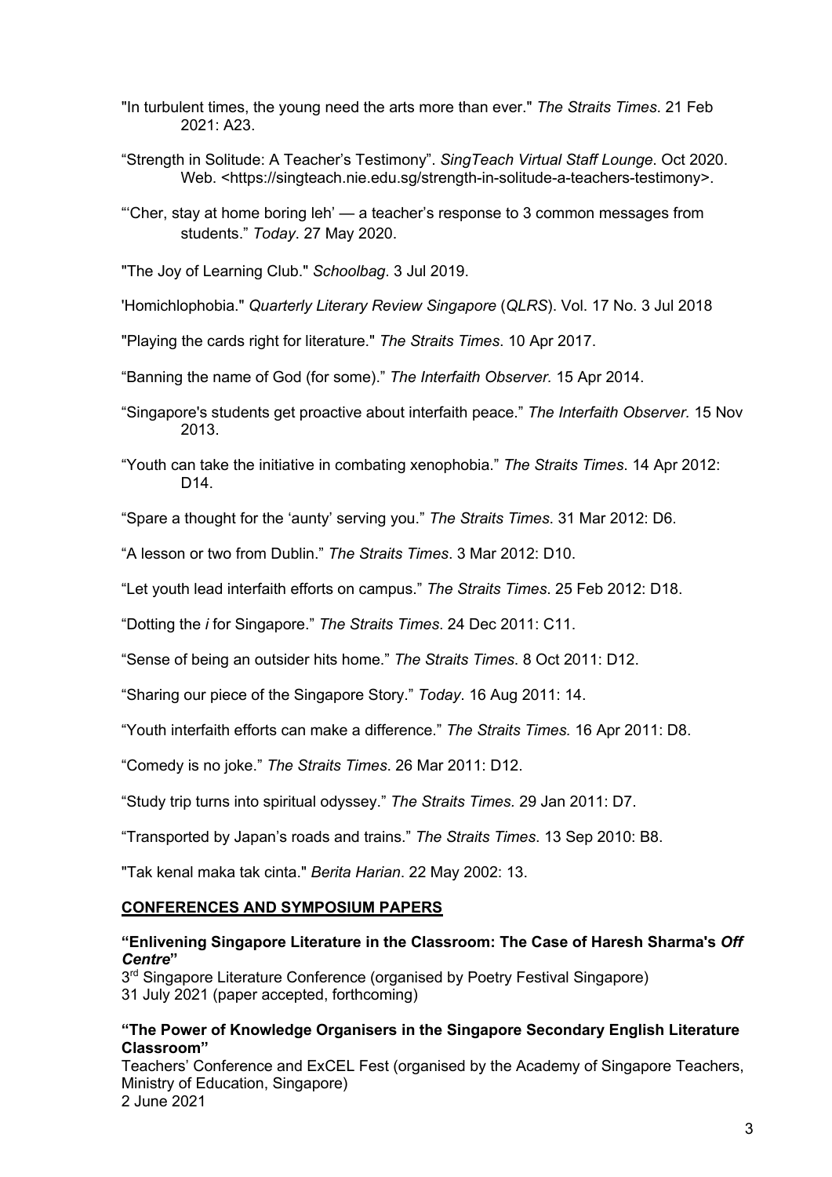"In turbulent times, the young need the arts more than ever." *The Straits Times*. 21 Feb 2021: A23.

"Strength in Solitude: A Teacher's Testimony". *SingTeach Virtual Staff Lounge*. Oct 2020. Web. <https://singteach.nie.edu.sg/strength-in-solitude-a-teachers-testimony>.

"'Cher, stay at home boring leh' — a teacher's response to 3 common messages from students." *Today*. 27 May 2020.

"The Joy of Learning Club." *Schoolbag*. 3 Jul 2019.

'Homichlophobia." *Quarterly Literary Review Singapore* (*QLRS*). Vol. 17 No. 3 Jul 2018

"Playing the cards right for literature." *The Straits Times*. 10 Apr 2017.

"Banning the name of God (for some)." *The Interfaith Observer.* 15 Apr 2014.

"Singapore's students get proactive about interfaith peace." *The Interfaith Observer*. 15 Nov 2013.

"Youth can take the initiative in combating xenophobia." *The Straits Times*. 14 Apr 2012: D14.

"Spare a thought for the 'aunty' serving you." *The Straits Times*. 31 Mar 2012: D6.

"A lesson or two from Dublin." *The Straits Times*. 3 Mar 2012: D10.

"Let youth lead interfaith efforts on campus." *The Straits Times*. 25 Feb 2012: D18.

"Dotting the *i* for Singapore." *The Straits Times*. 24 Dec 2011: C11.

"Sense of being an outsider hits home." *The Straits Times*. 8 Oct 2011: D12.

"Sharing our piece of the Singapore Story." *Today*. 16 Aug 2011: 14.

"Youth interfaith efforts can make a difference." *The Straits Times.* 16 Apr 2011: D8.

"Comedy is no joke." *The Straits Times*. 26 Mar 2011: D12.

"Study trip turns into spiritual odyssey." *The Straits Times*. 29 Jan 2011: D7.

"Transported by Japan's roads and trains." *The Straits Times*. 13 Sep 2010: B8.

"Tak kenal maka tak cinta." *Berita Harian*. 22 May 2002: 13.

## CONFERENCES AND SYMPOSIUM PAPERS

**"Enlivening Singapore Literature in the Classroom: The Case of Haresh Sharma's *Off Centre*"**
3rd Singapore Literature Conference (organised by Poetry Festival Singapore)
31 July 2021 (paper accepted, forthcoming)

**"The Power of Knowledge Organisers in the Singapore Secondary English Literature Classroom"**
Teachers' Conference and ExCEL Fest (organised by the Academy of Singapore Teachers, Ministry of Education, Singapore)
2 June 2021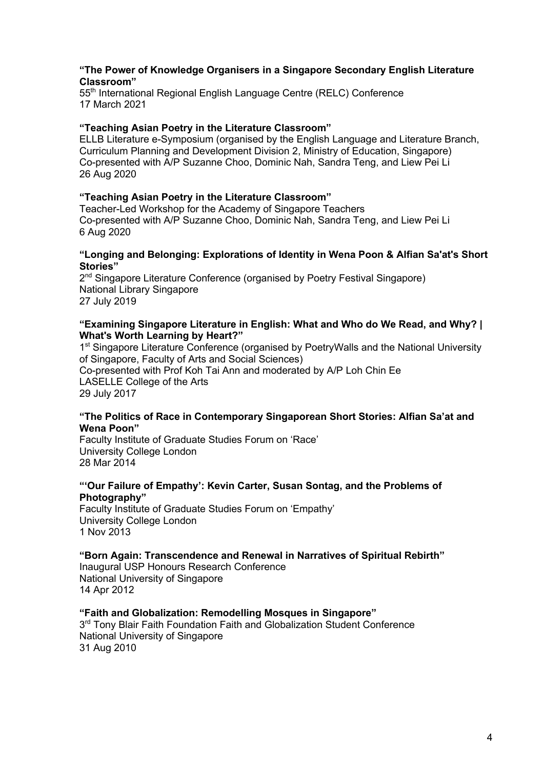**"The Power of Knowledge Organisers in a Singapore Secondary English Literature Classroom"**
55th International Regional English Language Centre (RELC) Conference
17 March 2021

**"Teaching Asian Poetry in the Literature Classroom"**
ELLB Literature e-Symposium (organised by the English Language and Literature Branch, Curriculum Planning and Development Division 2, Ministry of Education, Singapore)
Co-presented with A/P Suzanne Choo, Dominic Nah, Sandra Teng, and Liew Pei Li
26 Aug 2020

**"Teaching Asian Poetry in the Literature Classroom"**
Teacher-Led Workshop for the Academy of Singapore Teachers
Co-presented with A/P Suzanne Choo, Dominic Nah, Sandra Teng, and Liew Pei Li
6 Aug 2020

**"Longing and Belonging: Explorations of Identity in Wena Poon & Alfian Sa'at's Short Stories"**
2nd Singapore Literature Conference (organised by Poetry Festival Singapore)
National Library Singapore
27 July 2019

**"Examining Singapore Literature in English: What and Who do We Read, and Why? | What's Worth Learning by Heart?"**
1st Singapore Literature Conference (organised by PoetryWalls and the National University of Singapore, Faculty of Arts and Social Sciences)
Co-presented with Prof Koh Tai Ann and moderated by A/P Loh Chin Ee
LASELLE College of the Arts
29 July 2017

**"The Politics of Race in Contemporary Singaporean Short Stories: Alfian Sa'at and Wena Poon"**
Faculty Institute of Graduate Studies Forum on 'Race'
University College London
28 Mar 2014

**"'Our Failure of Empathy': Kevin Carter, Susan Sontag, and the Problems of Photography"**
Faculty Institute of Graduate Studies Forum on 'Empathy'
University College London
1 Nov 2013

**"Born Again: Transcendence and Renewal in Narratives of Spiritual Rebirth"**
Inaugural USP Honours Research Conference
National University of Singapore
14 Apr 2012

**"Faith and Globalization: Remodelling Mosques in Singapore"**
3rd Tony Blair Faith Foundation Faith and Globalization Student Conference
National University of Singapore
31 Aug 2010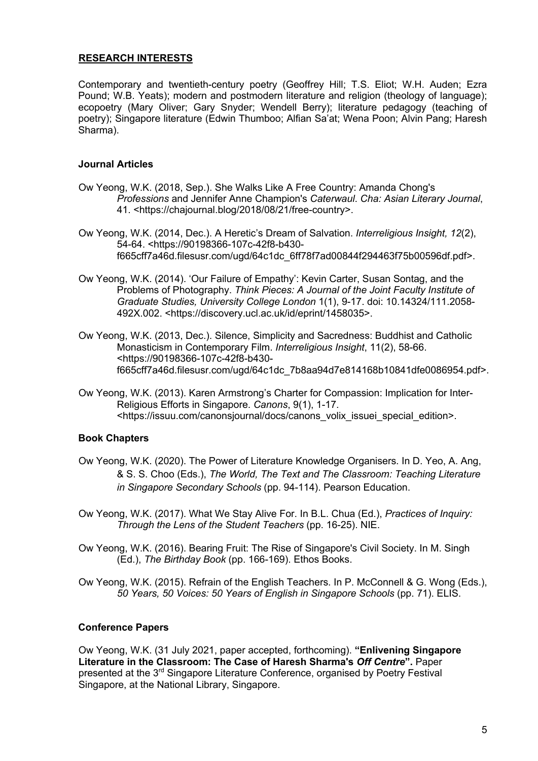## **RESEARCH INTERESTS**

Contemporary and twentieth-century poetry (Geoffrey Hill; T.S. Eliot; W.H. Auden; Ezra Pound; W.B. Yeats); modern and postmodern literature and religion (theology of language); ecopoetry (Mary Oliver; Gary Snyder; Wendell Berry); literature pedagogy (teaching of poetry); Singapore literature (Edwin Thumboo; Alfian Sa'at; Wena Poon; Alvin Pang; Haresh Sharma).

### **Journal Articles**

Ow Yeong, W.K. (2018, Sep.). She Walks Like A Free Country: Amanda Chong's *Professions* and Jennifer Anne Champion's *Caterwaul*. *Cha: Asian Literary Journal*, 41. <https://chajournal.blog/2018/08/21/free-country>.

Ow Yeong, W.K. (2014, Dec.). A Heretic's Dream of Salvation. *Interreligious Insight, 12*(2), 54-64. <https://90198366-107c-42f8-b430-f665cff7a46d.filesusr.com/ugd/64c1dc_6ff78f7ad00844f294463f75b00596df.pdf>.

Ow Yeong, W.K. (2014). 'Our Failure of Empathy': Kevin Carter, Susan Sontag, and the Problems of Photography. *Think Pieces: A Journal of the Joint Faculty Institute of Graduate Studies, University College London* 1(1), 9-17. doi: 10.14324/111.2058-492X.002. <https://discovery.ucl.ac.uk/id/eprint/1458035>.

Ow Yeong, W.K. (2013, Dec.). Silence, Simplicity and Sacredness: Buddhist and Catholic Monasticism in Contemporary Film. *Interreligious Insight*, 11(2), 58-66. <https://90198366-107c-42f8-b430-f665cff7a46d.filesusr.com/ugd/64c1dc_7b8aa94d7e814168b10841dfe0086954.pdf>.

Ow Yeong, W.K. (2013). Karen Armstrong's Charter for Compassion: Implication for Inter-Religious Efforts in Singapore. *Canons*, 9(1), 1-17. <https://issuu.com/canonsjournal/docs/canons_volix_issuei_special_edition>.

### **Book Chapters**

Ow Yeong, W.K. (2020). The Power of Literature Knowledge Organisers. In D. Yeo, A. Ang, & S. S. Choo (Eds.), *The World, The Text and The Classroom: Teaching Literature in Singapore Secondary Schools* (pp. 94-114). Pearson Education.

Ow Yeong, W.K. (2017). What We Stay Alive For. In B.L. Chua (Ed.), *Practices of Inquiry: Through the Lens of the Student Teachers* (pp. 16-25). NIE.

Ow Yeong, W.K. (2016). Bearing Fruit: The Rise of Singapore's Civil Society. In M. Singh (Ed.), *The Birthday Book* (pp. 166-169). Ethos Books.

Ow Yeong, W.K. (2015). Refrain of the English Teachers. In P. McConnell & G. Wong (Eds.), *50 Years, 50 Voices: 50 Years of English in Singapore Schools* (pp. 71). ELIS.

### **Conference Papers**

Ow Yeong, W.K. (31 July 2021, paper accepted, forthcoming). **"Enlivening Singapore Literature in the Classroom: The Case of Haresh Sharma's *Off Centre*".** Paper presented at the 3rd Singapore Literature Conference, organised by Poetry Festival Singapore, at the National Library, Singapore.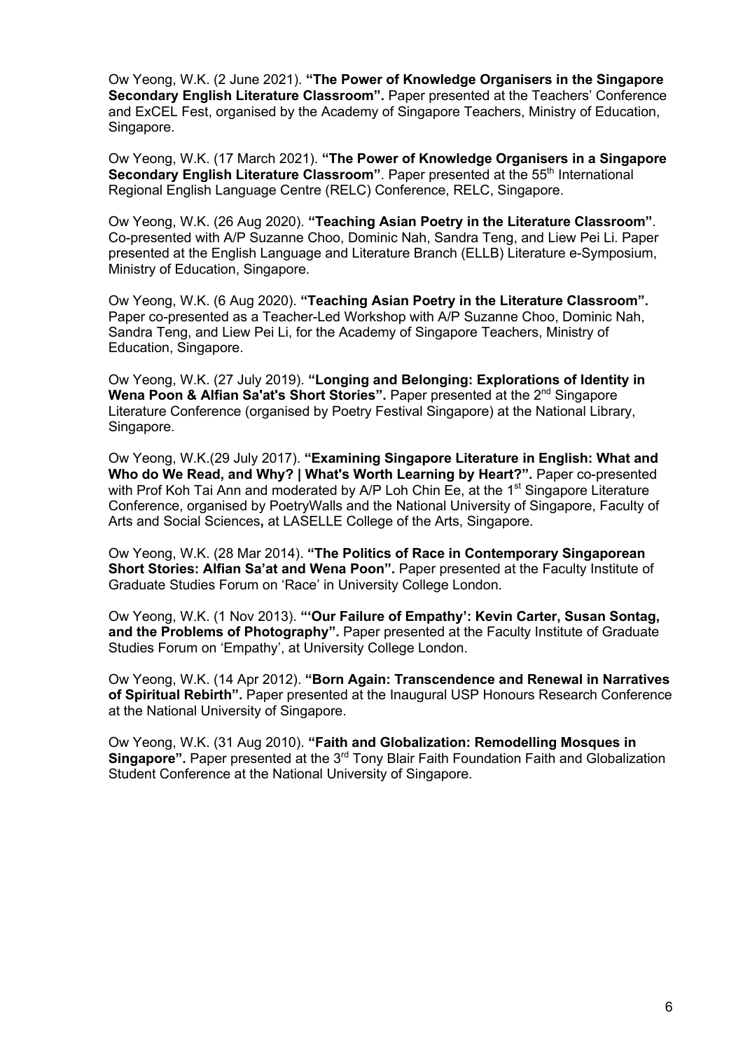Ow Yeong, W.K. (2 June 2021). **"The Power of Knowledge Organisers in the Singapore Secondary English Literature Classroom".** Paper presented at the Teachers' Conference and ExCEL Fest, organised by the Academy of Singapore Teachers, Ministry of Education, Singapore.

Ow Yeong, W.K. (17 March 2021). **"The Power of Knowledge Organisers in a Singapore Secondary English Literature Classroom"**. Paper presented at the 55th International Regional English Language Centre (RELC) Conference, RELC, Singapore.

Ow Yeong, W.K. (26 Aug 2020). **"Teaching Asian Poetry in the Literature Classroom"**. Co-presented with A/P Suzanne Choo, Dominic Nah, Sandra Teng, and Liew Pei Li. Paper presented at the English Language and Literature Branch (ELLB) Literature e-Symposium, Ministry of Education, Singapore.

Ow Yeong, W.K. (6 Aug 2020). **"Teaching Asian Poetry in the Literature Classroom".** Paper co-presented as a Teacher-Led Workshop with A/P Suzanne Choo, Dominic Nah, Sandra Teng, and Liew Pei Li, for the Academy of Singapore Teachers, Ministry of Education, Singapore.

Ow Yeong, W.K. (27 July 2019). **"Longing and Belonging: Explorations of Identity in Wena Poon & Alfian Sa'at's Short Stories".** Paper presented at the 2nd Singapore Literature Conference (organised by Poetry Festival Singapore) at the National Library, Singapore.

Ow Yeong, W.K.(29 July 2017). **"Examining Singapore Literature in English: What and Who do We Read, and Why? | What's Worth Learning by Heart?".** Paper co-presented with Prof Koh Tai Ann and moderated by A/P Loh Chin Ee, at the 1st Singapore Literature Conference, organised by PoetryWalls and the National University of Singapore, Faculty of Arts and Social Sciences**,** at LASELLE College of the Arts, Singapore.

Ow Yeong, W.K. (28 Mar 2014). **"The Politics of Race in Contemporary Singaporean Short Stories: Alfian Sa'at and Wena Poon".** Paper presented at the Faculty Institute of Graduate Studies Forum on 'Race' in University College London.

Ow Yeong, W.K. (1 Nov 2013). **"'Our Failure of Empathy': Kevin Carter, Susan Sontag, and the Problems of Photography".** Paper presented at the Faculty Institute of Graduate Studies Forum on 'Empathy', at University College London.

Ow Yeong, W.K. (14 Apr 2012). **"Born Again: Transcendence and Renewal in Narratives of Spiritual Rebirth".** Paper presented at the Inaugural USP Honours Research Conference at the National University of Singapore.

Ow Yeong, W.K. (31 Aug 2010). **"Faith and Globalization: Remodelling Mosques in Singapore".** Paper presented at the 3rd Tony Blair Faith Foundation Faith and Globalization Student Conference at the National University of Singapore.